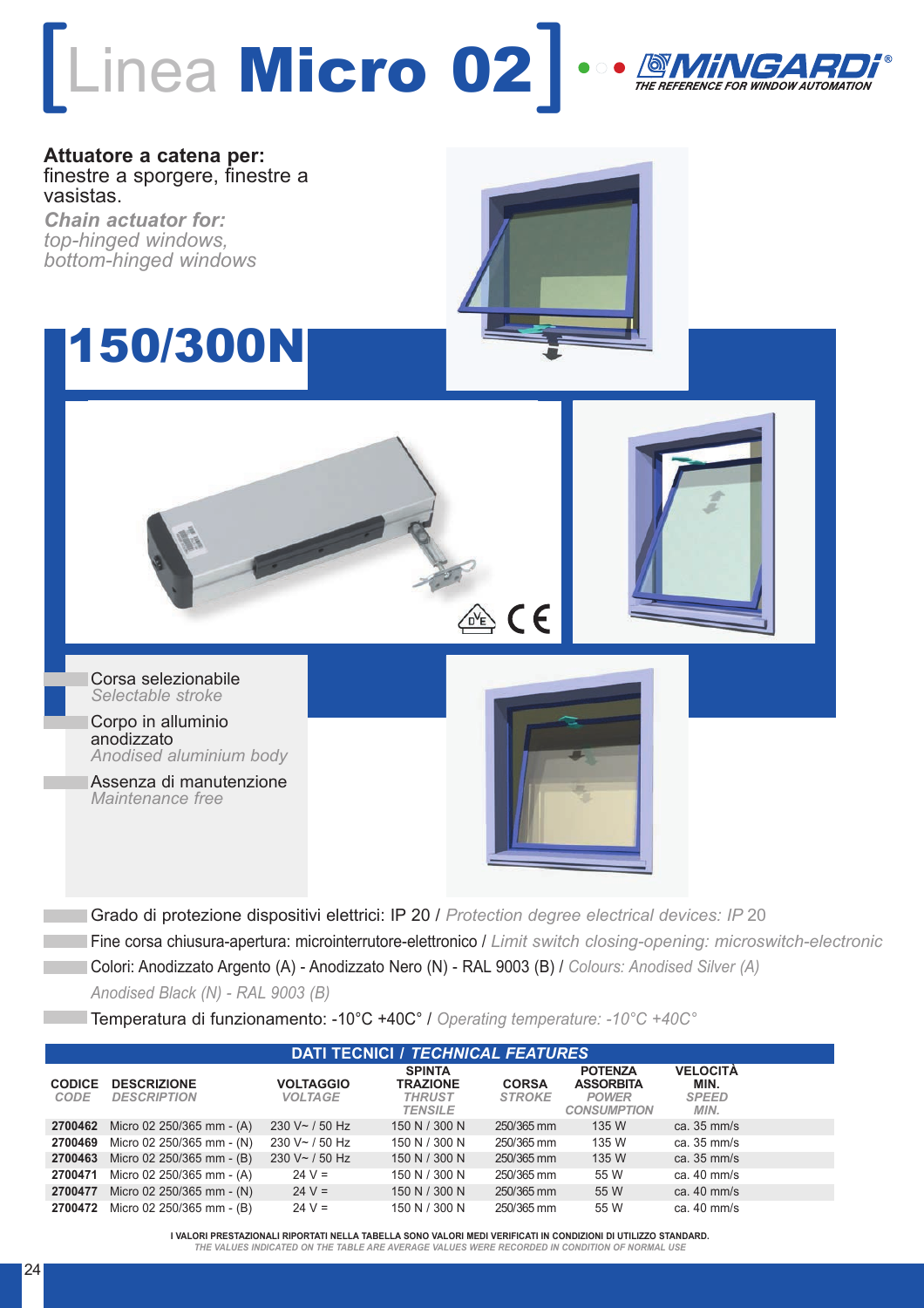# Linea **Micro 02**

MINGARDI® THE REFERENCE FOR WINDOW AUTOMATION

**Attuatore a catena per:**
finestre a sporgere, finestre a vasistas.

***Chain actuator for:***
*top-hinged windows, bottom-hinged windows*

## 150/300N

- Corsa selezionabile
  *Selectable stroke*
- Corpo in alluminio anodizzato
  *Anodised aluminium body*
- Assenza di manutenzione
  *Maintenance free*

- Grado di protezione dispositivi elettrici: IP 20 / *Protection degree electrical devices: IP* 20
- Fine corsa chiusura-apertura: microinterruttore-elettronico / *Limit switch closing-opening: microswitch-electronic*
- Colori: Anodizzato Argento (A) - Anodizzato Nero (N) - RAL 9003 (B) / *Colours: Anodised Silver (A) Anodised Black (N) - RAL 9003 (B)*
- Temperatura di funzionamento: -10°C +40C° / *Operating temperature: -10°C +40C°*

**DATI TECNICI / *TECHNICAL FEATURES***

| CODICE *CODE* | DESCRIZIONE *DESCRIPTION* | VOLTAGGIO *VOLTAGE* | SPINTA TRAZIONE *THRUST TENSILE* | CORSA *STROKE* | POTENZA ASSORBITA *POWER CONSUMPTION* | VELOCITÀ MIN. *SPEED MIN.* |
|---|---|---|---|---|---|---|
| 2700462 | Micro 02 250/365 mm - (A) | 230 V~ / 50 Hz | 150 N / 300 N | 250/365 mm | 135 W | ca. 35 mm/s |
| 2700469 | Micro 02 250/365 mm - (N) | 230 V~ / 50 Hz | 150 N / 300 N | 250/365 mm | 135 W | ca. 35 mm/s |
| 2700463 | Micro 02 250/365 mm - (B) | 230 V~ / 50 Hz | 150 N / 300 N | 250/365 mm | 135 W | ca. 35 mm/s |
| 2700471 | Micro 02 250/365 mm - (A) | 24 V = | 150 N / 300 N | 250/365 mm | 55 W | ca. 40 mm/s |
| 2700477 | Micro 02 250/365 mm - (N) | 24 V = | 150 N / 300 N | 250/365 mm | 55 W | ca. 40 mm/s |
| 2700472 | Micro 02 250/365 mm - (B) | 24 V = | 150 N / 300 N | 250/365 mm | 55 W | ca. 40 mm/s |

**I VALORI PRESTAZIONALI RIPORTATI NELLA TABELLA SONO VALORI MEDI VERIFICATI IN CONDIZIONI DI UTILIZZO STANDARD.**
***THE VALUES INDICATED ON THE TABLE ARE AVERAGE VALUES WERE RECORDED IN CONDITION OF NORMAL USE***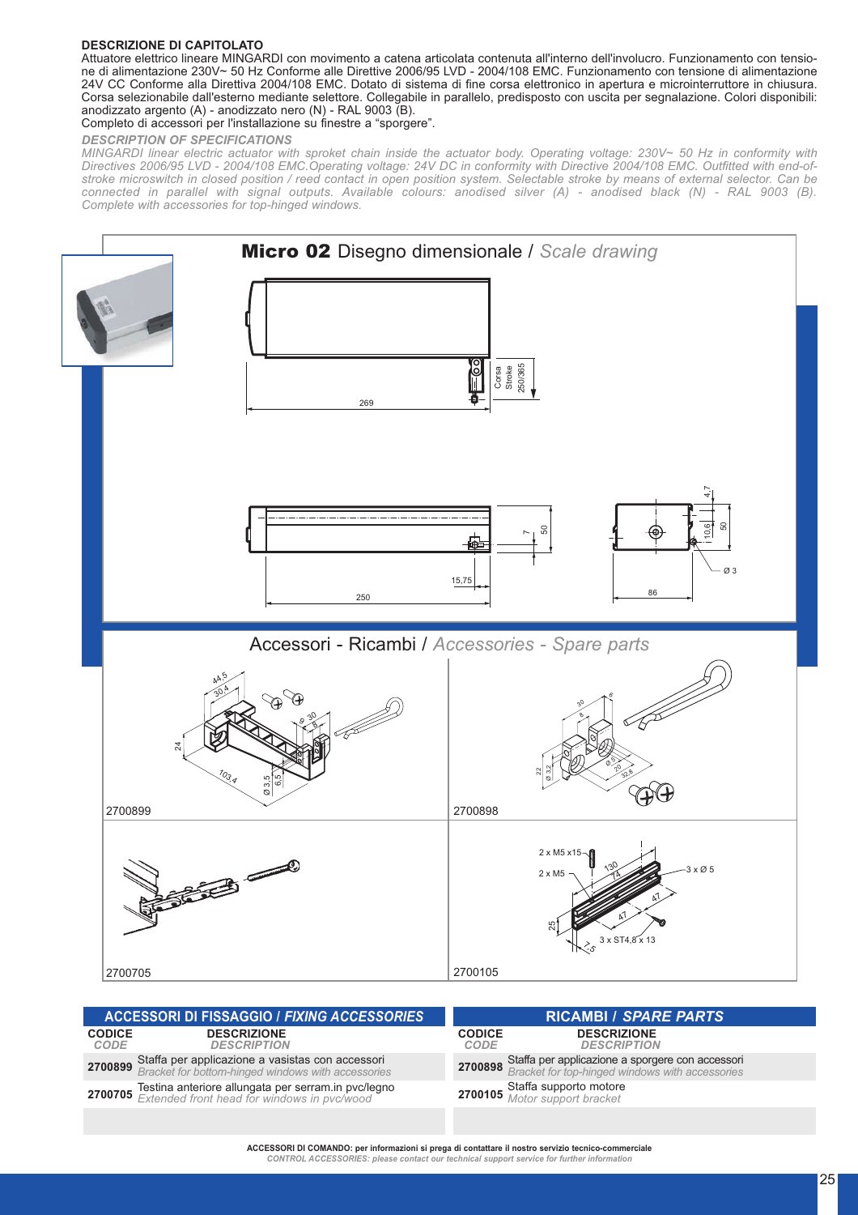**DESCRIZIONE DI CAPITOLATO**

Attuatore elettrico lineare MINGARDI con movimento a catena articolata contenuta all'interno dell'involucro. Funzionamento con tensione di alimentazione 230V~ 50 Hz Conforme alle Direttive 2006/95 LVD - 2004/108 EMC. Funzionamento con tensione di alimentazione 24V CC Conforme alla Direttiva 2004/108 EMC. Dotato di sistema di fine corsa elettronico in apertura e microinterruttore in chiusura. Corsa selezionabile dall'esterno mediante selettore. Collegabile in parallelo, predisposto con uscita per segnalazione. Colori disponibili: anodizzato argento (A) - anodizzato nero (N) - RAL 9003 (B).
Completo di accessori per l'installazione su finestre a "sporgere".

***DESCRIPTION OF SPECIFICATIONS***

*MINGARDI linear electric actuator with sproket chain inside the actuator body. Operating voltage: 230V~ 50 Hz in conformity with Directives 2006/95 LVD - 2004/108 EMC.Operating voltage: 24V DC in conformity with Directive 2004/108 EMC. Outfitted with end-of-stroke microswitch in closed position / reed contact in open position system. Selectable stroke by means of external selector. Can be connected in parallel with signal outputs. Available colours: anodised silver (A) - anodised black (N) - RAL 9003 (B). Complete with accessories for top-hinged windows.*

## **Micro 02** Disegno dimensionale / *Scale drawing*

Corsa
Stroke
250/365

269

250

15,75

7

50

86

4,7

10,6

50

Ø 3

## Accessori - Ricambi / *Accessories - Spare parts*

44,5
30,4
24
103,4
Ø 30
Ø 3,5
6,5

2700899

30
22
Ø 3,2
20
32,8

2700898

2700705

2 x M5 x15
2 x M5
130
74
3 x Ø 5
47
47
25
7,5
3 x ST4,8 x 13

2700105

| ACCESSORI DI FISSAGGIO / *FIXING ACCESSORIES* | |
|---|---|
| **CODICE** *CODE* | **DESCRIZIONE** *DESCRIPTION* |
| **2700899** | Staffa per applicazione a vasistas con accessori *Bracket for bottom-hinged windows with accessories* |
| **2700705** | Testina anteriore allungata per serram.in pvc/legno *Extended front head for windows in pvc/wood* |

| RICAMBI / *SPARE PARTS* | |
|---|---|
| **CODICE** *CODE* | **DESCRIZIONE** *DESCRIPTION* |
| **2700898** | Staffa per applicazione a sporgere con accessori *Bracket for top-hinged windows with accessories* |
| **2700105** | Staffa supporto motore *Motor support bracket* |

**ACCESSORI DI COMANDO: per informazioni si prega di contattare il nostro servizio tecnico-commerciale**
***CONTROL ACCESSORIES: please contact our technical support service for further information***